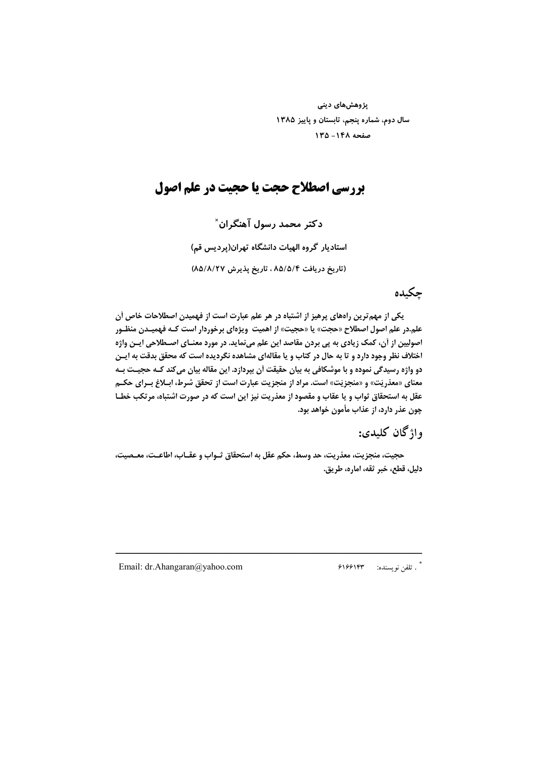# بررسی اصطلاح حجت یا حجیت در علم اصول

**دکتر محمد رسول آهنگران**[*]

**استادیار گروه الهیات دانشگاه تهران(پردیس قم)**

**(تاریخ دریافت ۸۵/۵/۴ ، تاریخ پذیرش ۸۵/۸/۲۷)**

## چکیده

**یکی از مهم‌ترین راههای پرهیز از اشتباه در هر علم عبارت است از فهمیدن اصطلاحات خاص آن علم.در علم اصول اصطلاح «حجت» یا «حجیت» از اهمیت ویژه‌ای برخوردار است کـه فهمیـدن منظـور اصولیین از آن، کمک زیادی به پی بردن مقاصد این علم می‌نماید. در مورد معنـای اصـطلاحی ایـن واژه اختلاف نظر وجود دارد و تا به حال در کتاب و یا مقاله‌ای مشاهده نگردیده است که محقق بدقت به ایـن دو واژه رسیدگی نموده و با موشکافی به بیان حقیقت آن بپردازد. این مقاله بیان می‌کند کـه حجیـت بـه معنای «معذریّت» و «منجزیّت» است. مراد از منجزیت عبارت است از تحقق شرط، ابـلاغ بـرای حکـم عقل به استحقاق ثواب و یا عقاب و مقصود از معذریت نیز این است که در صورت اشتباه، مرتکب خطـا چون عذر دارد، از عذاب مأمون خواهد بود.**

## واژگان کلیدی:

**حجیت، منجزیت، معذریت، حد وسط، حکم عقل به استحقاق ثـواب و عقـاب، اطاعـت، معـصیت، دلیل، قطع، خبر ثقه، اماره، طریق.**

---

[*] . تلفن نویسنده: ۶۱۶۶۱۴۳

Email: dr.Ahangaran@yahoo.com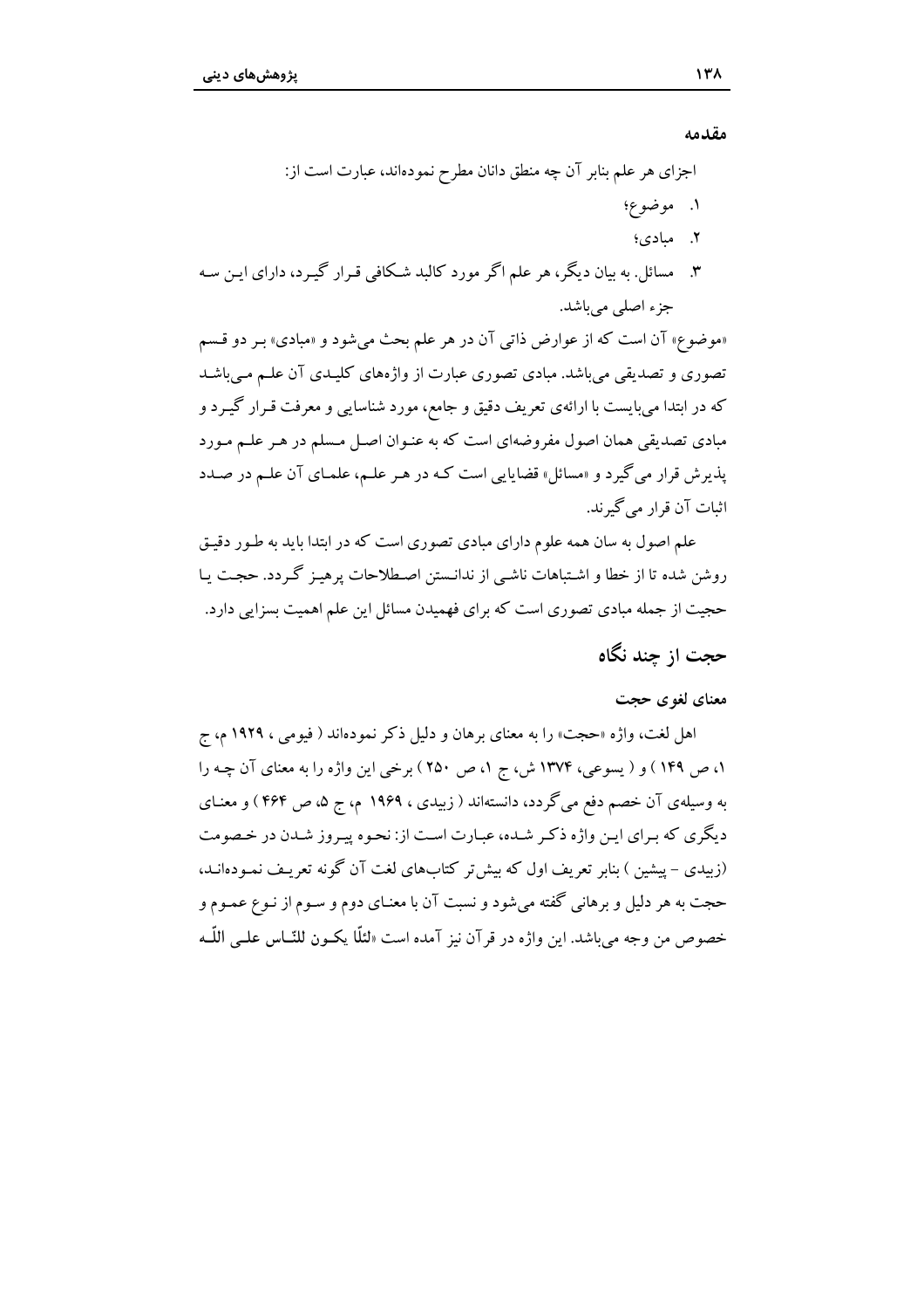## مقدمه

اجزای هر علم بنابر آن چه منطق دانان مطرح نموده‌اند، عبارت است از:

۱. موضوع؛
۲. مبادی؛
۳. مسائل. به بیان دیگر، هر علم اگر مورد کالبد شکافی قرار گیرد، دارای این سه جزء اصلی می‌باشد.

«موضوع» آن است که از عوارض ذاتی آن در هر علم بحث می‌شود و «مبادی» بر دو قسم تصوری و تصدیقی می‌باشد. مبادی تصوری عبارت از واژه‌های کلیدی آن علم می‌باشد که در ابتدا می‌بایست با ارائه‌ی تعریف دقیق و جامع، مورد شناسایی و معرفت قرار گیرد و مبادی تصدیقی همان اصول مفروضه‌ای است که به عنوان اصل مسلم در هر علم مورد پذیرش قرار می‌گیرد و «مسائل» قضایایی است که در هر علم، علمای آن علم در صدد اثبات آن قرار می‌گیرند.

علم اصول به سان همه علوم دارای مبادی تصوری است که در ابتدا باید به طور دقیق روشن شده تا از خطا و اشتباهات ناشی از ندانستن اصطلاحات پرهیز گردد. حجت یا حجیت از جمله مبادی تصوری است که برای فهمیدن مسائل این علم اهمیت بسزایی دارد.

## حجت از چند نگاه

### معنای لغوی حجت

اهل لغت، واژه «حجت» را به معنای برهان و دلیل ذکر نموده‌اند ( فیومی ، ۱۹۲۹ م، ج ۱، ص ۱۴۹ ) و ( یسوعی، ۱۳۷۴ ش، ج ۱، ص ۲۵۰ ) برخی این واژه را به معنای آن چه را به وسیله‌ی آن خصم دفع می‌گردد، دانسته‌اند ( زبیدی ، ۱۹۶۹ م، ج ۵، ص ۴۶۴ ) و معنای دیگری که برای این واژه ذکر شده، عبارت است از: نحوه پیروز شدن در خصومت (زبیدی - پیشین ) بنابر تعریف اول که بیش‌تر کتاب‌های لغت آن گونه تعریف نموده‌اند، حجت به هر دلیل و برهانی گفته می‌شود و نسبت آن با معنای دوم و سوم از نوع عموم و خصوص من وجه می‌باشد. این واژه در قرآن نیز آمده است «لئلّا یکون للنّاس علی اللّه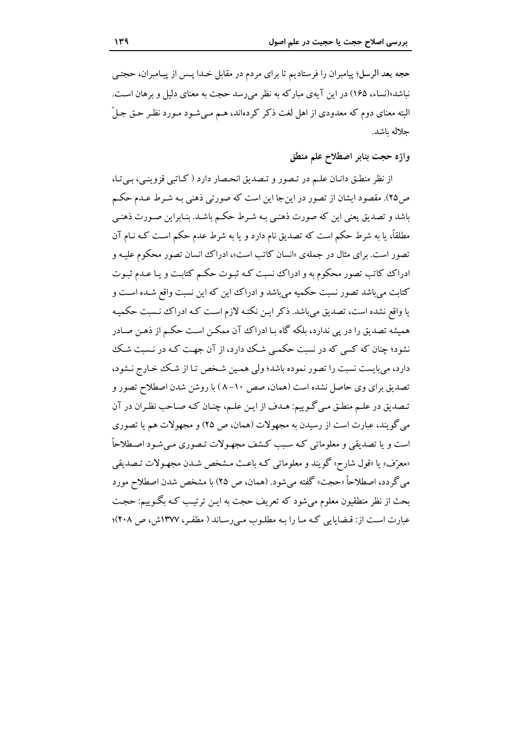**حجه بعد الرسل**؛ پیامبران را فرستادیم تا برای مردم در مقابل خدا پس از پیامبران، حجتی نباشد»(نساء، ۱۶۵) در این آیه‌ی مبارکه به نظر می‌رسد حجت به معنای دلیل و برهان است. البته معنای دوم که معدودی از اهل لغت ذکر کرده‌اند، هم می‌شود مورد نظر حق جلّ جلاله باشد.

### واژه حجت بنابر اصطلاح علم منطق

از نظر منطق دانان علم در تصور و تصدیق انحصار دارد ( کاتبی قزوینی، بی‌تا، ص۲۵). مقصود ایشان از تصور در اینجا این است که صورتی ذهنی به شرط عدم حکم باشد و تصدیق یعنی این که صورت ذهنی به شرط حکم باشد. بنابراین صورت ذهنی مطلقاً، یا به شرط حکم است که تصدیق نام دارد و یا به شرط عدم حکم است که نام آن تصور است. برای مثال در جمله‌ی «انسان کاتب است»، ادراک انسان تصور محکوم علیه و ادراک کاتب تصور محکوم به و ادراک نسبت که ثبوت حکم کتابت و یا عدم ثبوت کتابت می‌باشد تصور نسبت حکمیه می‌باشد و ادراک این که این نسبت واقع شده است و یا واقع نشده است، تصدیق می‌باشد. ذکر این نکته لازم است که ادراک نسبت حکمیه همیشه تصدیق را در پی ندارد، بلکه گاه با ادراک آن ممکن است حکم از ذهن صادر نشود؛ چنان که کسی که در نسبت حکمی شک دارد، از آن جهت که در نسبت شک دارد، می‌بایست نسبت را تصور نموده باشد؛ ولی همین شخص تا از شک خارج نشود، تصدیق برای وی حاصل نشده است (همان، صص ۱۰-۸ ) با روشن شدن اصطلاح تصور و تصدیق در علم منطق می‌گوییم: هدف از این علم، چنان که صاحب نظران در آن می‌گویند، عبارت است از رسیدن به مجهولات (همان، ص ۲۵) و مجهولات هم یا تصوری است و یا تصدیقی و معلوماتی که سبب کشف مجهولات تصوری می‌شود اصطلاحاً «معرّف» یا «قول شارح» گویند و معلوماتی که باعث مشخص شدن مجهولات تصدیقی می‌گردد، اصطلاحاً «حجت» گفته می‌شود. (همان، ص ۲۵) با مشخص شدن اصطلاح مورد بحث از نظر منطقیون معلوم می‌شود که تعریف حجت به این ترتیب که بگوییم: حجت عبارت است از: قضایایی که ما را به مطلوب می‌رساند ( مظفر، ۱۳۷۷ش، ص ۲۰۸)؛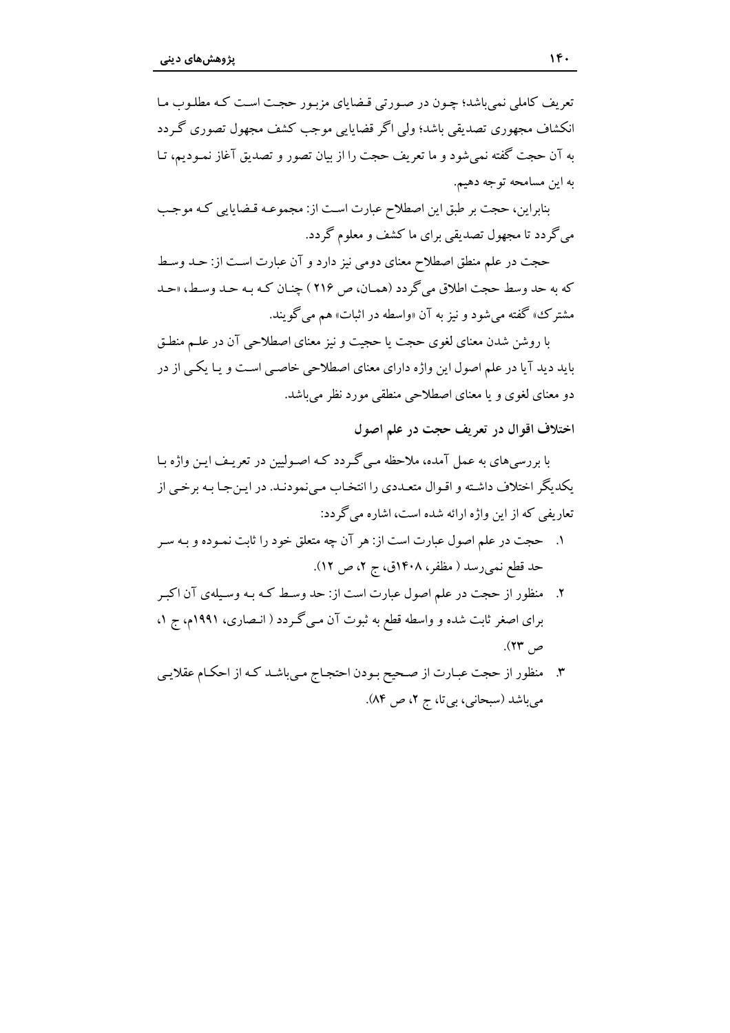تعریف کاملی نمی‌باشد؛ چون در صورتی قضایای مزبور حجت است که مطلوب ما انکشاف مجهوری تصدیقی باشد؛ ولی اگر قضایایی موجب کشف مجهول تصوری گردد به آن حجت گفته نمی‌شود و ما تعریف حجت را از بیان تصور و تصدیق آغاز نمودیم، تا به این مسامحه توجه دهیم.

بنابراین، حجت بر طبق این اصطلاح عبارت است از: مجموعه قضایایی که موجب می‌گردد تا مجهول تصدیقی برای ما کشف و معلوم گردد.

حجت در علم منطق اصطلاح معنای دومی نیز دارد و آن عبارت است از: حد وسط که به حد وسط حجت اطلاق می‌گردد (همان، ص ۲۱۶) چنان که به حد وسط، «حد مشترک» گفته می‌شود و نیز به آن «واسطه در اثبات» هم می‌گویند.

با روشن شدن معنای لغوی حجت یا حجیت و نیز معنای اصطلاحی آن در علم منطق باید دید آیا در علم اصول این واژه دارای معنای اصطلاحی خاصی است و یا یکی از در دو معنای لغوی و یا معنای اصطلاحی منطقی مورد نظر می‌باشد.

## اختلاف اقوال در تعریف حجت در علم اصول

با بررسی‌های به عمل آمده، ملاحظه می‌گردد که اصولیین در تعریف این واژه با یکدیگر اختلاف داشته و اقوال متعددی را انتخاب می‌نمودند. در این‌جا به برخی از تعاریفی که از این واژه ارائه شده است، اشاره می‌گردد:

۱. حجت در علم اصول عبارت است از: هر آن چه متعلق خود را ثابت نموده و به سر حد قطع نمی‌رسد ( مظفر، ۱۴۰۸ق، ج ۲، ص ۱۲).

۲. منظور از حجت در علم اصول عبارت است از: حد وسط که به وسیله‌ی آن اکبر برای اصغر ثابت شده و واسطه قطع به ثبوت آن می‌گردد ( انصاری، ۱۹۹۱م، ج ۱، ص ۲۳).

۳. منظور از حجت عبارت از صحیح بودن احتجاج می‌باشد که از احکام عقلایی می‌باشد (سبحانی، بی‌تا، ج ۲، ص ۸۴).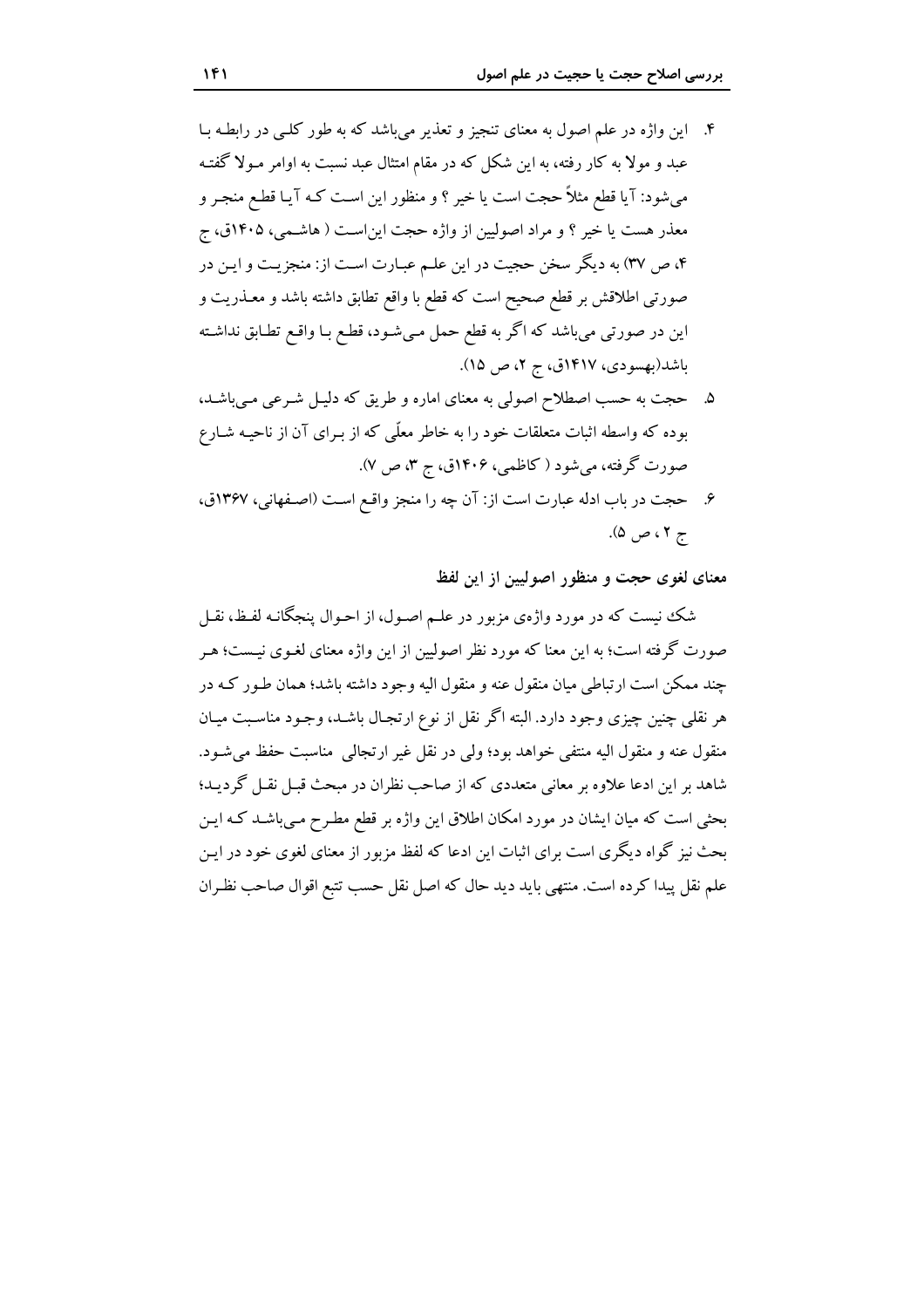۴. این واژه در علم اصول به معنای تنجیز و تعذیر می‌باشد که به طور کلی در رابطه با عبد و مولا به کار رفته، به این شکل که در مقام امتثال عبد نسبت به اوامر مولا گفته می‌شود: آیا قطع مثلاً حجت است یا خیر ؟ و منظور این است که آیا قطع منجر و معذر هست یا خیر ؟ و مراد اصولیین از واژه حجت این‌است ( هاشمی، ۱۴۰۵ق، ج ۴، ص ۳۷) به دیگر سخن حجیت در این علم عبارت است از: منجزیت و این در صورتی اطلاقش بر قطع صحیح است که قطع با واقع تطابق داشته باشد و معذریت و این در صورتی می‌باشد که اگر به قطع حمل می‌شود، قطع با واقع تطابق نداشته باشد(بهسودی، ۱۴۱۷ق، ج ۲، ص ۱۵).

۵. حجت به حسب اصطلاح اصولی به معنای اماره و طریق که دلیل شرعی می‌باشد، بوده که واسطه اثبات متعلقات خود را به خاطر معلّی که از برای آن از ناحیه شارع صورت گرفته، می‌شود ( کاظمی، ۱۴۰۶ق، ج ۳، ص ۷).

۶. حجت در باب ادله عبارت است از: آن چه را منجز واقع است (اصفهانی، ۱۳۶۷ق، ج ۲، ص ۵).

### معنای لغوی حجت و منظور اصولیین از این لفظ

شک نیست که در مورد واژه‌ی مزبور در علم اصول، از احوال پنجگانه لفظ، نقل صورت گرفته است؛ به این معنا که مورد نظر اصولیین از این واژه معنای لغوی نیست؛ هر چند ممکن است ارتباطی میان منقول عنه و منقول الیه وجود داشته باشد؛ همان طور که در هر نقلی چنین چیزی وجود دارد. البته اگر نقل از نوع ارتجال باشد، وجود مناسبت میان منقول عنه و منقول الیه منتفی خواهد بود؛ ولی در نقل غیر ارتجالی مناسبت حفظ می‌شود. شاهد بر این ادعا علاوه بر معانی متعددی که از صاحب نظران در مبحث قبل نقل گردید؛ بحثی است که میان ایشان در مورد امکان اطلاق این واژه بر قطع مطرح می‌باشد که این بحث نیز گواه دیگری است برای اثبات این ادعا که لفظ مزبور از معنای لغوی خود در این علم نقل پیدا کرده است. منتهی باید دید حال که اصل نقل حسب تتبع اقوال صاحب نظران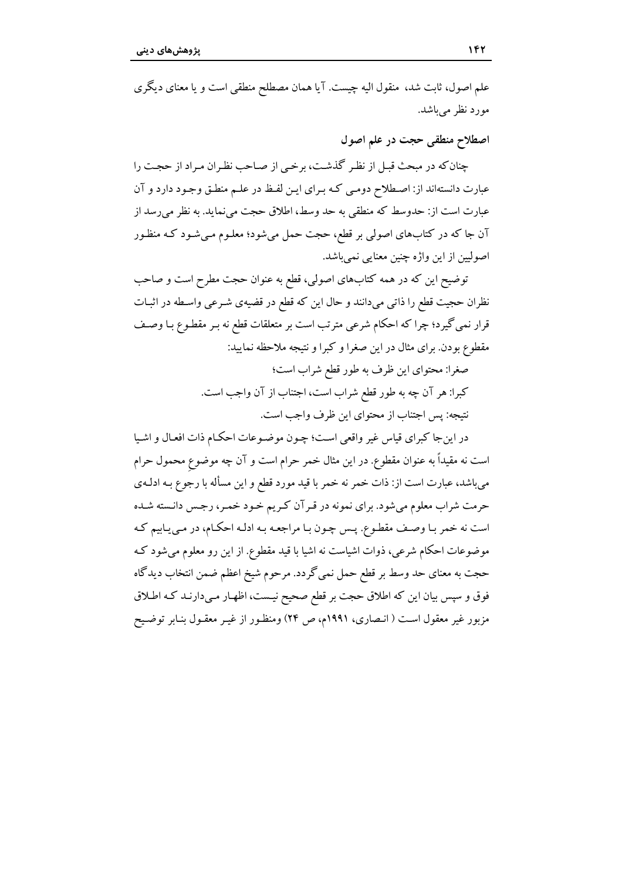علم اصول، ثابت شد، منقول الیه چیست. آیا همان مصطلح منطقی است و یا معنای دیگری مورد نظر می‌باشد.

### اصطلاح منطقی حجت در علم اصول

چنان‌که در مبحث قبل از نظر گذشت، برخی از صاحب نظران مراد از حجت را عبارت دانسته‌اند از: اصطلاح دومی که برای این لفظ در علم منطق وجود دارد و آن عبارت است از: حدوسط که منطقی به حد وسط، اطلاق حجت می‌نماید. به نظر می‌رسد از آن جا که در کتاب‌های اصولی بر قطع، حجت حمل می‌شود؛ معلوم می‌شود که منظور اصولیین از این واژه چنین معنایی نمی‌باشد.

توضیح این که در همه کتاب‌های اصولی، قطع به عنوان حجت مطرح است و صاحب نظران حجیت قطع را ذاتی می‌دانند و حال این که قطع در قضیه‌ی شرعی واسطه در اثبات قرار نمی‌گیرد؛ چرا که احکام شرعی مترتب است بر متعلقات قطع نه بر مقطوع با وصف مقطوع بودن. برای مثال در این صغرا و کبرا و نتیجه ملاحظه نمایید:

صغرا: محتوای این ظرف به طور قطع شراب است؛

کبرا: هر آن چه به طور قطع شراب است، اجتناب از آن واجب است.

نتیجه: پس اجتناب از محتوای این ظرف واجب است.

در این‌جا کبرای قیاس غیر واقعی است؛ چون موضوعات احکام ذات افعال و اشیا است نه مقیداً به عنوان مقطوع. در این مثال خمر حرام است و آن چه موضوعِ محمول حرام می‌باشد، عبارت است از: ذات خمر نه خمر با قید مورد قطع و این مسأله با رجوع به ادله‌ی حرمت شراب معلوم می‌شود. برای نمونه در قرآن کریم خود خمر، رجس دانسته شده است نه خمر با وصف مقطوع. پس چون با مراجعه به ادله احکام، در می‌یابیم که موضوعات احکام شرعی، ذوات اشیاست نه اشیا با قید مقطوع. از این رو معلوم می‌شود که حجت به معنای حد وسط بر قطع حمل نمی‌گردد. مرحوم شیخ اعظم ضمن انتخاب دیدگاه فوق و سپس بیان این که اطلاق حجت بر قطع صحیح نیست، اظهار می‌دارند که اطلاق مزبور غیر معقول است ( انصاری، ۱۹۹۱م، ص ۲۴) ومنظور از غیر معقول بنابر توضیح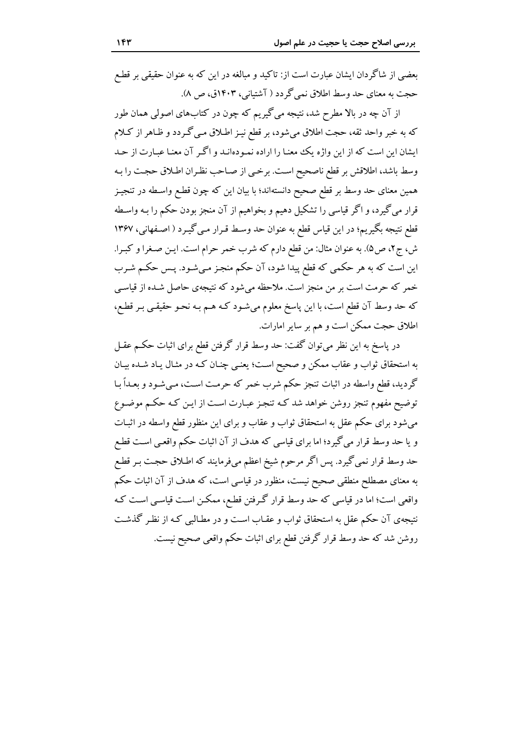بعضی از شاگردان ایشان عبارت است از: تاکید و مبالغه در این که به عنوان حقیقی بر قطع حجت به معنای حد وسط اطلاق نمی‌گردد ( آشتیانی، ۱۴۰۳ق، ص ۸).

از آن چه در بالا مطرح شد، نتیجه می‌گیریم که چون در کتاب‌های اصولی همان طور که به خبر واحد ثقه، حجت اطلاق می‌شود، بر قطع نیز اطلاق می‌گردد و ظاهر از کلام ایشان این است که از این واژه یک معنا را اراده نموده‌اند و اگر آن معنا عبارت از حد وسط باشد، اطلاقش بر قطع ناصحیح است. برخی از صاحب نظران اطلاق حجت را به همین معنای حد وسط بر قطع صحیح دانسته‌اند؛ با بیان این که چون قطع واسطه در تنجیز قرار می‌گیرد، و اگر قیاسی را تشکیل دهیم و بخواهیم از آن منجز بودن حکم را به واسطه قطع نتیجه بگیریم؛ در این قیاس قطع به عنوان حد وسط قرار می‌گیرد ( اصفهانی، ۱۳۶۷ ش، ج۲، ص۵). به عنوان مثال: من قطع دارم که شرب خمر حرام است. این صغرا و کبرا. این است که به هر حکمی که قطع پیدا شود، آن حکم منجز می‌شود. پس حکم شرب خمر که حرمت است بر من منجز است. ملاحظه می‌شود که نتیجه‌ی حاصل شده از قیاسی که حد وسط آن قطع است، با این پاسخ معلوم می‌شود که هم به نحو حقیقی بر قطع، اطلاق حجت ممکن است و هم بر سایر امارات.

در پاسخ به این نظر می‌توان گفت: حد وسط قرار گرفتن قطع برای اثبات حکم عقل به استحقاق ثواب و عقاب ممکن و صحیح است؛ یعنی چنان که در مثال یاد شده بیان گردید، قطع واسطه در اثبات تنجز حکم شرب خمر که حرمت است، می‌شود و بعداً با توضیح مفهوم تنجز روشن خواهد شد که تنجز عبارت است از این که حکم موضوع می‌شود برای حکم عقل به استحقاق ثواب و عقاب و برای این منظور قطع واسطه در اثبات و یا حد وسط قرار می‌گیرد؛ اما برای قیاسی که هدف از آن اثبات حکم واقعی است قطع حد وسط قرار نمی‌گیرد. پس اگر مرحوم شیخ اعظم می‌فرمایند که اطلاق حجت بر قطع به معنای مصطلح منطقی صحیح نیست، منظور در قیاسی است، که هدف از آن اثبات حکم واقعی است؛ اما در قیاسی که حد وسط قرار گرفتن قطع، ممکن است قیاسی است که نتیجه‌ی آن حکم عقل به استحقاق ثواب و عقاب است و در مطالبی که از نظر گذشت روشن شد که حد وسط قرار گرفتن قطع برای اثبات حکم واقعی صحیح نیست.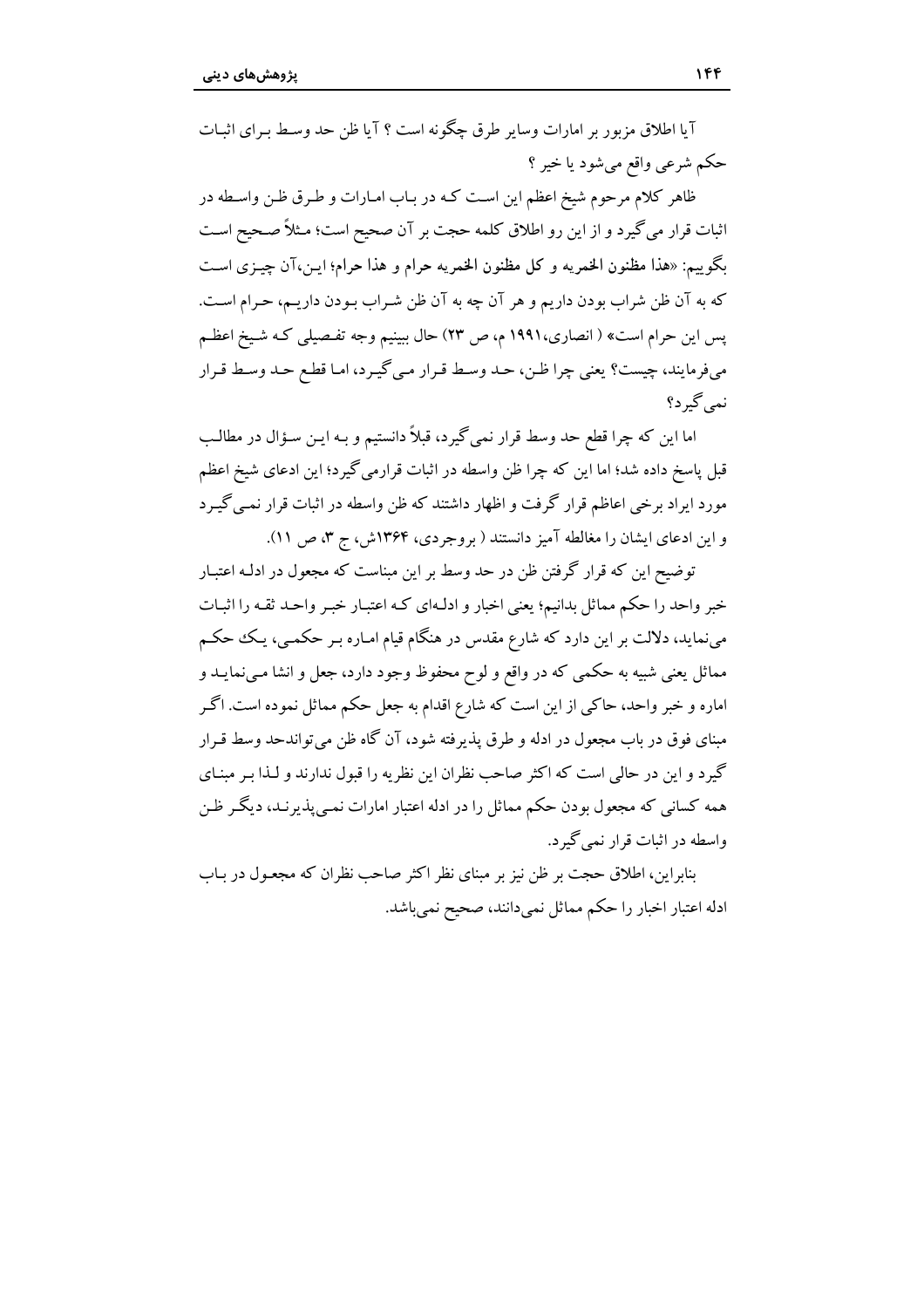آیا اطلاق مزبور بر امارات وسایر طرق چگونه است ؟ آیا ظن حد وسط بـرای اثبـات حکم شرعی واقع می‌شود یا خیر ؟

ظاهر کلام مرحوم شیخ اعظم این اسـت کـه در بـاب امـارات و طـرق ظـن واسـطه در اثبات قرار می‌گیرد و از این رو اطلاق کلمه حجت بر آن صحیح است؛ مـثلاً صـحیح اسـت بگوییم: «**هذا مظنون الخمریه و کل مظنون الخمریه حرام و هذا حرام**؛ ایـن،آن چیـزی اسـت که به آن ظن شراب بودن داریم و هر آن چه به آن ظن شـراب بـودن داریـم، حـرام اسـت. پس این حرام است» ( انصاری،۱۹۹۱ م، ص ۲۳) حال ببینیم وجه تفـصیلی کـه شـیخ اعظـم می‌فرمایند، چیست؟ یعنی چرا ظـن، حـد وسـط قـرار مـی‌گیـرد، امـا قطـع حـد وسـط قـرار نمی‌گیرد؟

اما این که چرا قطع حد وسط قرار نمی‌گیرد، قبلاً دانستیم و بـه ایـن سـؤال در مطالـب قبل پاسخ داده شد؛ اما این که چرا ظن واسطه در اثبات قرارمی‌گیرد؛ این ادعای شیخ اعظم مورد ایراد برخی اعاظم قرار گرفت و اظهار داشتند که ظن واسطه در اثبات قرار نمـی‌گیـرد و این ادعای ایشان را مغالطه آمیز دانستند ( بروجردی، ۱۳۶۴ش، ج ۳، ص ۱۱).

توضیح این که قرار گرفتن ظن در حد وسط بر این مبناست که مجعول در ادلـه اعتبـار خبر واحد را حکم مماثل بدانیم؛ یعنی اخبار و ادلـه‌ای کـه اعتبـار خبـر واحـد ثقـه را اثبـات می‌نماید، دلالت بر این دارد که شارع مقدس در هنگام قیام امـاره بـر حکمـی، یـک حکـم مماثل یعنی شبیه به حکمی که در واقع و لوح محفوظ وجود دارد، جعل و انشا مـی‌نمایـد و اماره و خبر واحد، حاکی از این است که شارع اقدام به جعل حکم مماثل نموده است. اگـر مبنای فوق در باب مجعول در ادله و طرق پذیرفته شود، آن گاه ظن می‌تواندحد وسط قـرار گیرد و این در حالی است که اکثر صاحب نظران این نظریه را قبول ندارند و لـذا بـر مبنـای همه کسانی که مجعول بودن حکم مماثل را در ادله اعتبار امارات نمـی‌پذیرنـد، دیگـر ظـن واسطه در اثبات قرار نمی‌گیرد.

بنابراین، اطلاق حجت بر ظن نیز بر مبنای نظر اکثر صاحب نظران که مجعـول در بـاب ادله اعتبار اخبار را حکم مماثل نمی‌دانند، صحیح نمی‌باشد.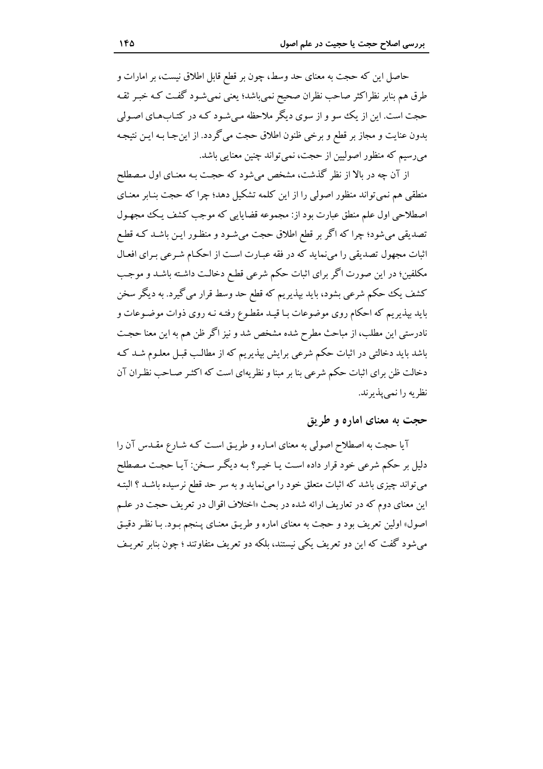حاصل این که حجت به معنای حد وسط، چون بر قطع قابل اطلاق نیست، بر امارات و طرق هم بنابر نظراکثر صاحب نظران صحیح نمی‌باشد؛ یعنی نمی‌شود گفت که خبر ثقه حجت است. این از یک سو و از سوی دیگر ملاحظه می‌شود که در کتاب‌های اصولی بدون عنایت و مجاز بر قطع و برخی ظنون اطلاق حجت می‌گردد. از این‌جا به این نتیجه می‌رسیم که منظور اصولیین از حجت، نمی‌تواند چنین معنایی باشد.

از آن چه در بالا از نظر گذشت، مشخص می‌شود که حجت به معنای اول مصطلح منطقی هم نمی‌تواند منظور اصولی را از این کلمه تشکیل دهد؛ چرا که حجت بنابر معنای اصطلاحی اول علم منطق عبارت بود از: مجموعه قضایایی که موجب کشف یک مجهول تصدیقی می‌شود؛ چرا که اگر بر قطع اطلاق حجت می‌شود و منظور این باشد که قطع اثبات مجهول تصدیقی را می‌نماید که در فقه عبارت است از احکام شرعی برای افعال مکلفین؛ در این صورت اگر برای اثبات حکم شرعی قطع دخالت داشته باشد و موجب کشف یک حکم شرعی بشود، باید بپذیریم که قطع حد وسط قرار می‌گیرد. به دیگر سخن باید بپذیریم که احکام روی موضوعات با قید مقطوع رفته نه روی ذوات موضوعات و نادرستی این مطلب، از مباحث مطرح شده مشخص شد و نیز اگر ظن هم به این معنا حجت باشد باید دخالتی در اثبات حکم شرعی برایش بپذیریم که از مطالب قبل معلوم شد که دخالت ظن برای اثبات حکم شرعی بنا بر مبنا و نظریه‌ای است که اکثر صاحب نظران آن نظریه را نمی‌پذیرند.

## حجت به معنای اماره و طریق

آیا حجت به اصطلاح اصولی به معنای اماره و طریق است که شارع مقدس آن را دلیل بر حکم شرعی خود قرار داده است یا خیر؟ به دیگر سخن: آیا حجت مصطلح می‌تواند چیزی باشد که اثبات متعلق خود را می‌نماید و به سر حد قطع نرسیده باشد ؟ البته این معنای دوم که در تعاریف ارائه شده در بحث «اختلاف اقوال در تعریف حجت در علم اصول» اولین تعریف بود و حجت به معنای اماره و طریق معنای پنجم بود. با نظر دقیق می‌شود گفت که این دو تعریف یکی نیستند، بلکه دو تعریف متفاوتند ؛ چون بنابر تعریف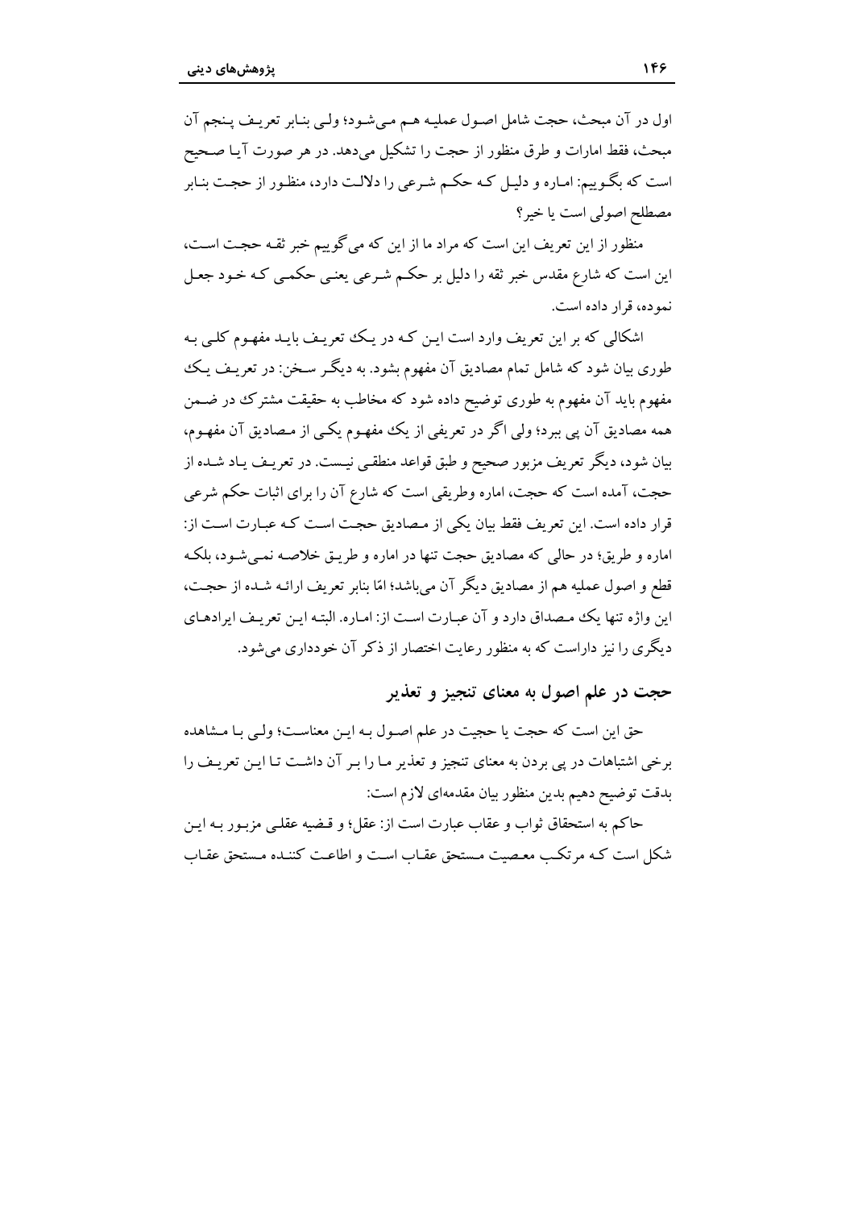اول در آن مبحث، حجت شامل اصول عملیه هم می‌شود؛ ولی بنابر تعریف پنجم آن مبحث، فقط امارات و طرق منظور از حجت را تشکیل می‌دهد. در هر صورت آیا صحیح است که بگوییم: اماره و دلیل که حکم شرعی را دلالت دارد، منظور از حجت بنابر مصطلح اصولی است یا خیر؟

منظور از این تعریف این است که مراد ما از این که می گوییم خبر ثقه حجت است، این است که شارع مقدس خبر ثقه را دلیل بر حکم شرعی یعنی حکمی که خود جعل نموده، قرار داده است.

اشکالی که بر این تعریف وارد است این که در یک تعریف باید مفهوم کلی به طوری بیان شود که شامل تمام مصادیق آن مفهوم بشود. به دیگر سخن: در تعریف یک مفهوم باید آن مفهوم به طوری توضیح داده شود که مخاطب به حقیقت مشترک در ضمن همه مصادیق آن پی ببرد؛ ولی اگر در تعریفی از یک مفهوم یکی از مصادیق آن مفهوم، بیان شود، دیگر تعریف مزبور صحیح و طبق قواعد منطقی نیست. در تعریف یاد شده از حجت، آمده است که حجت، اماره وطریقی است که شارع آن را برای اثبات حکم شرعی قرار داده است. این تعریف فقط بیان یکی از مصادیق حجت است که عبارت است از: اماره و طریق؛ در حالی که مصادیق حجت تنها در اماره و طریق خلاصه نمی‌شود، بلکه قطع و اصول عملیه هم از مصادیق دیگر آن می‌باشد؛ امّا بنابر تعریف ارائه شده از حجت، این واژه تنها یک مصداق دارد و آن عبارت است از: اماره. البته این تعریف ایرادهای دیگری را نیز داراست که به منظور رعایت اختصار از ذکر آن خودداری می‌شود.

## حجت در علم اصول به معنای تنجیز و تعذیر

حق این است که حجت یا حجیت در علم اصول به این معناست؛ ولی با مشاهده برخی اشتباهات در پی بردن به معنای تنجیز و تعذیر ما را بر آن داشت تا این تعریف را بدقت توضیح دهیم بدین منظور بیان مقدمه‌ای لازم است:

حاکم به استحقاق ثواب و عقاب عبارت است از: عقل؛ و قضیه عقلی مزبور به این شکل است که مرتکب معصیت مستحق عقاب است و اطاعت کننده مستحق عقاب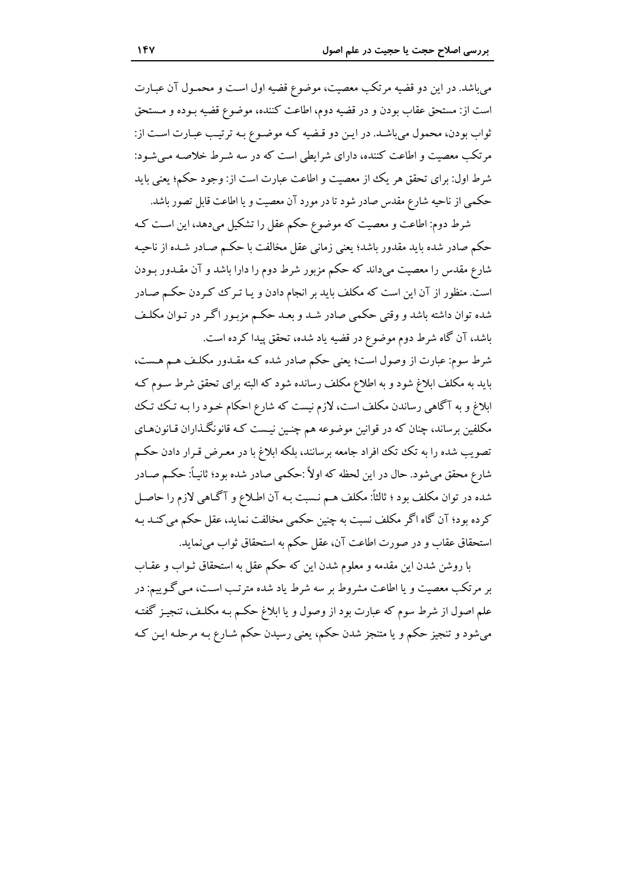می‌باشد. در این دو قضیه مرتکب معصیت، موضوع قضیه اول است و محمول آن عبارت است از: مستحق عقاب بودن و در قضیه دوم، اطاعت کننده، موضوع قضیه بوده و مستحق ثواب بودن، محمول می‌باشد. در این دو قضیه که موضوع به ترتیب عبارت است از: مرتکب معصیت و اطاعت کننده، دارای شرایطی است که در سه شرط خلاصه می‌شود:
شرط اول: برای تحقق هر یک از معصیت و اطاعت عبارت است از: وجود حکم؛ یعنی باید حکمی از ناحیه شارع مقدس صادر شود تا در مورد آن معصیت و یا اطاعت قابل تصور باشد.

شرط دوم: اطاعت و معصیت که موضوع حکم عقل را تشکیل می‌دهد، این است که حکم صادر شده باید مقدور باشد؛ یعنی زمانی عقل مخالفت با حکم صادر شده از ناحیه شارع مقدس را معصیت می‌داند که حکم مزبور شرط دوم را دارا باشد و آن مقدور بودن است. منظور از آن این است که مکلف باید بر انجام دادن و یا ترک کردن حکم صادر شده توان داشته باشد و وقتی حکمی صادر شد و بعد حکم مزبور اگر در توان مکلف باشد، آن گاه شرط دوم موضوع در قضیه یاد شده، تحقق پیدا کرده است.

شرط سوم: عبارت از وصول است؛ یعنی حکم صادر شده که مقدور مکلف هم هست، باید به مکلف ابلاغ شود و به اطلاع مکلف رسانده شود که البته برای تحقق شرط سوم که ابلاغ و به آگاهی رساندن مکلف است، لازم نیست که شارع احکام خود را به تک تک مکلفین برساند، چنان که در قوانین موضوعه هم چنین نیست که قانونگذاران قانون‌های تصویب شده را به تک تک افراد جامعه برسانند، بلکه ابلاغ با در معرض قرار دادن حکم شارع محقق می‌شود. حال در این لحظه که اولاً :حکمی صادر شده بود؛ ثانیاً: حکم صادر شده در توان مکلف بود ؛ ثالثاً: مکلف هم نسبت به آن اطلاع و آگاهی لازم را حاصل کرده بود؛ آن گاه اگر مکلف نسبت به چنین حکمی مخالفت نماید، عقل حکم می‌کند به استحقاق عقاب و در صورت اطاعت آن، عقل حکم به استحقاق ثواب می‌نماید.

با روشن شدن این مقدمه و معلوم شدن این که حکم عقل به استحقاق ثواب و عقاب بر مرتکب معصیت و یا اطاعت مشروط بر سه شرط یاد شده مترتب است، می‌گوییم: در علم اصول از شرط سوم که عبارت بود از وصول و یا ابلاغ حکم به مکلف، تنجیز گفته می‌شود و تنجیز حکم و یا متنجز شدن حکم، یعنی رسیدن حکم شارع به مرحله این که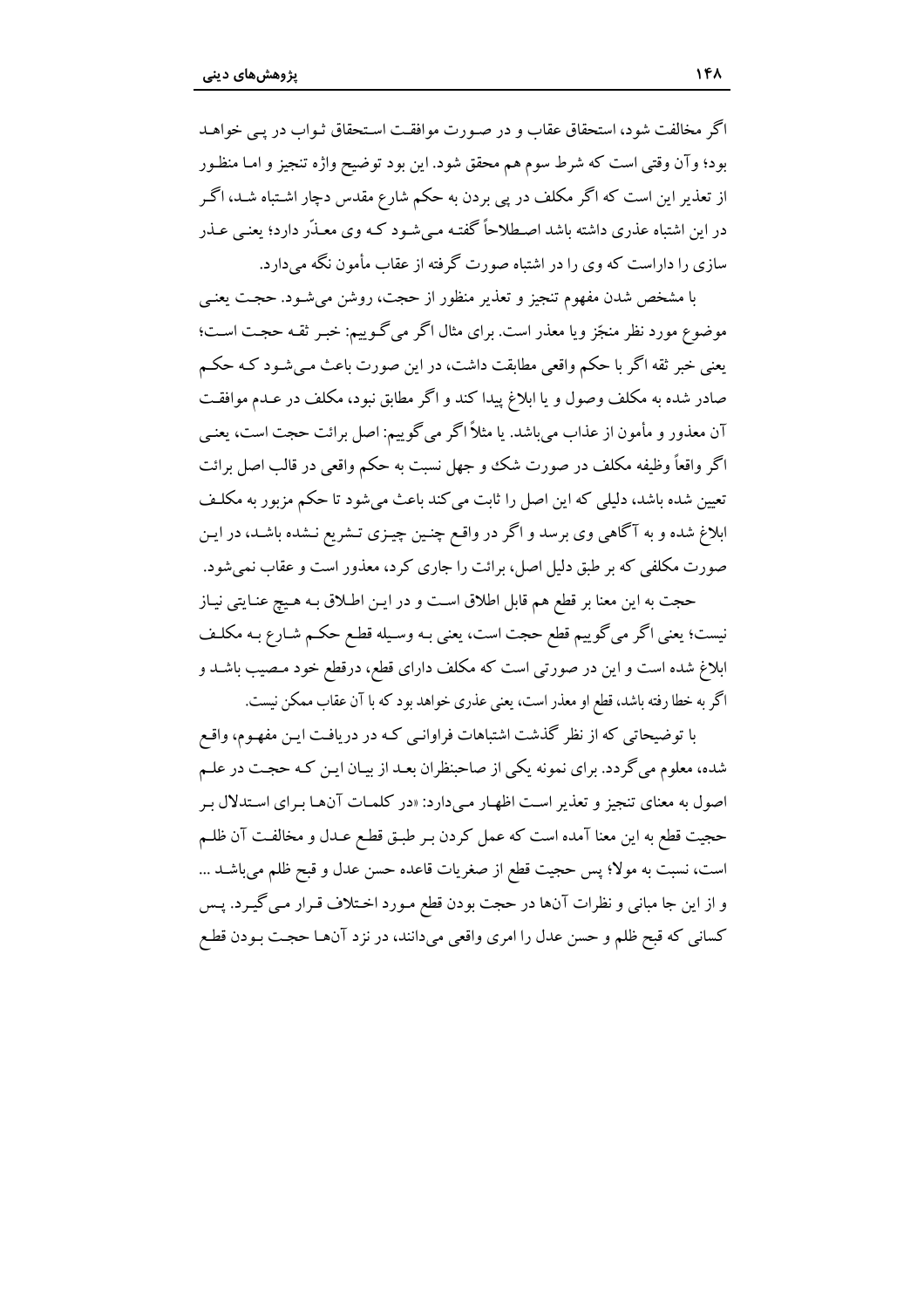اگر مخالفت شود، استحقاق عقاب و در صورت موافقت استحقاق ثواب در پی خواهد بود؛ وآن وقتی است که شرط سوم هم محقق شود. این بود توضیح واژه تنجیز و اما منظور از تعذیر این است که اگر مکلف در پی بردن به حکم شارع مقدس دچار اشتباه شد، اگر در این اشتباه عذری داشته باشد اصطلاحاً گفته می‌شود که وی معذّر دارد؛ یعنی عذر سازی را داراست که وی را در اشتباه صورت گرفته از عقاب مأمون نگه می‌دارد.

با مشخص شدن مفهوم تنجیز و تعذیر منظور از حجت، روشن می‌شود. حجت یعنی موضوع مورد نظر منجّز ویا معذر است. برای مثال اگر می‌گوییم: خبر ثقه حجت است؛ یعنی خبر ثقه اگر با حکم واقعی مطابقت داشت، در این صورت باعث می‌شود که حکم صادر شده به مکلف وصول و یا ابلاغ پیدا کند و اگر مطابق نبود، مکلف در عدم موافقت آن معذور و مأمون از عذاب می‌باشد. یا مثلاً اگر می‌گوییم: اصل برائت حجت است، یعنی اگر واقعاً وظیفه مکلف در صورت شک و جهل نسبت به حکم واقعی در قالب اصل برائت تعیین شده باشد، دلیلی که این اصل را ثابت می‌کند باعث می‌شود تا حکم مزبور به مکلف ابلاغ شده و به آگاهی وی برسد و اگر در واقع چنین چیزی تشریع نشده باشد، در این صورت مکلفی که بر طبق دلیل اصل، برائت را جاری کرد، معذور است و عقاب نمی‌شود.

حجت به این معنا بر قطع هم قابل اطلاق است و در این اطلاق به هیچ عنایتی نیاز نیست؛ یعنی اگر می‌گوییم قطع حجت است، یعنی به وسیله قطع حکم شارع به مکلف ابلاغ شده است و این در صورتی است که مکلف دارای قطع، درقطع خود مصیب باشد و اگر به خطا رفته باشد، قطع او معذر است، یعنی عذری خواهد بود که با آن عقاب ممکن نیست.

با توضیحاتی که از نظر گذشت اشتباهات فراوانی که در دریافت این مفهوم، واقع شده، معلوم می‌گردد. برای نمونه یکی از صاحبنظران بعد از بیان این که حجت در علم اصول به معنای تنجیز و تعذیر است اظهار می‌دارد: «در کلمات آنها برای استدلال بر حجیت قطع به این معنا آمده است که عمل کردن بر طبق قطع عدل و مخالفت آن ظلم است، نسبت به مولا؛ پس حجیت قطع از صغریات قاعده حسن عدل و قبح ظلم می‌باشد ... و از این جا مبانی و نظرات آنها در حجت بودن قطع مورد اختلاف قرار می‌گیرد. پس کسانی که قبح ظلم و حسن عدل را امری واقعی می‌دانند، در نزد آنها حجت بودن قطع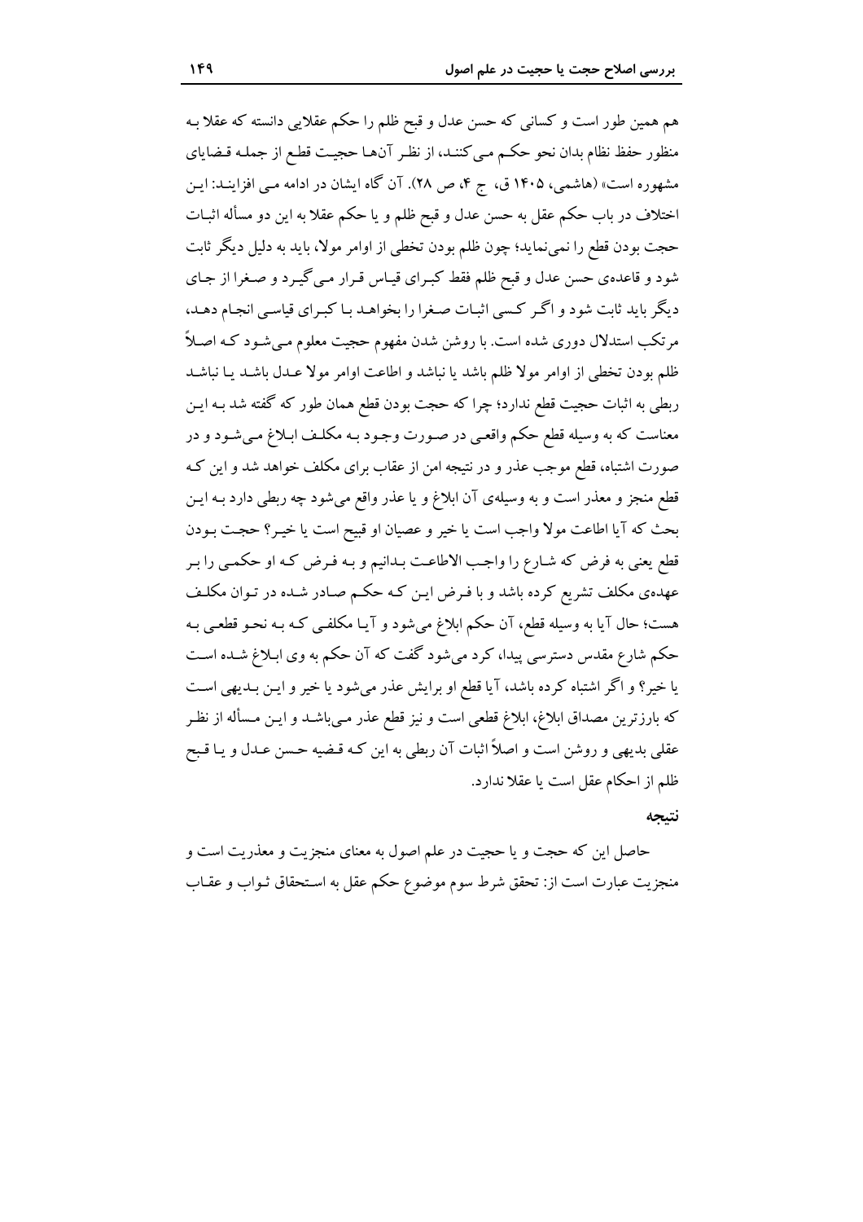هم همین طور است و کسانی که حسن عدل و قبح ظلم را حکم عقلایی دانسته که عقلا به منظور حفظ نظام بدان نحو حکم می‌کنند، از نظر آن‌ها حجیت قطع از جمله قضایای مشهوره است» (هاشمی، ۱۴۰۵ ق، ج ۴، ص ۲۸). آن گاه ایشان در ادامه می افزایند: این اختلاف در باب حکم عقل به حسن عدل و قبح ظلم و یا حکم عقلا به این دو مسأله اثبات حجت بودن قطع را نمی‌نماید؛ چون ظلم بودن تخطی از اوامر مولا، باید به دلیل دیگر ثابت شود و قاعده‌ی حسن عدل و قبح ظلم فقط کبرای قیاس قرار می‌گیرد و صغرا از جای دیگر باید ثابت شود و اگر کسی اثبات صغرا را بخواهد با کبرای قیاسی انجام دهد، مرتکب استدلال دوری شده است. با روشن شدن مفهوم حجیت معلوم می‌شود که اصلاً ظلم بودن تخطی از اوامر مولا ظلم باشد یا نباشد و اطاعت اوامر مولا عدل باشد یا نباشد ربطی به اثبات حجیت قطع ندارد؛ چرا که حجت بودن قطع همان طور که گفته شد به این معناست که به وسیله قطع حکم واقعی در صورت وجود به مکلف ابلاغ می‌شود و در صورت اشتباه، قطع موجب عذر و در نتیجه امن از عقاب برای مکلف خواهد شد و این که قطع منجز و معذر است و به وسیله‌ی آن ابلاغ و یا عذر واقع می‌شود چه ربطی دارد به این بحث که آیا اطاعت مولا واجب است یا خیر و عصیان او قبیح است یا خیر؟ حجت بودن قطع یعنی به فرض که شارع را واجب الاطاعت بدانیم و به فرض که او حکمی را بر عهده‌ی مکلف تشریع کرده باشد و با فرض این که حکم صادر شده در توان مکلف هست؛ حال آیا به وسیله قطع، آن حکم ابلاغ می‌شود و آیا مکلفی که به نحو قطعی به حکم شارع مقدس دسترسی پیدا، کرد می‌شود گفت که آن حکم به وی ابلاغ شده است یا خیر؟ و اگر اشتباه کرده باشد، آیا قطع او برایش عذر می‌شود یا خیر و این بدیهی است که بارزترین مصداق ابلاغ، ابلاغ قطعی است و نیز قطع عذر می‌باشد و این مسأله از نظر عقلی بدیهی و روشن است و اصلاً اثبات آن ربطی به این که قضیه حسن عدل و یا قبح ظلم از احکام عقل است یا عقلا ندارد.

## نتیجه

حاصل این که حجت و یا حجیت در علم اصول به معنای منجزیت و معذریت است و منجزیت عبارت است از: تحقق شرط سوم موضوع حکم عقل به استحقاق ثواب و عقاب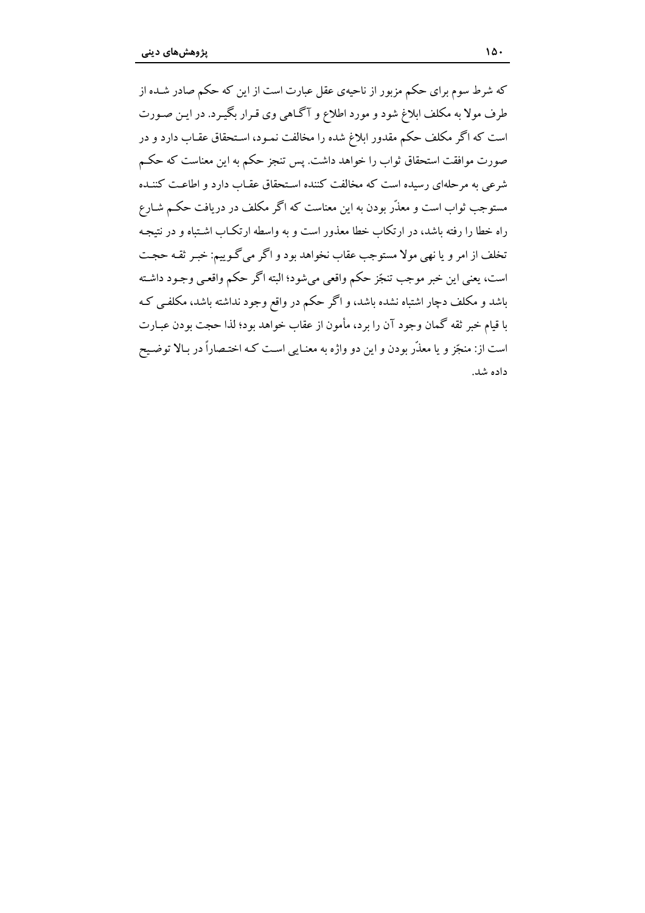که شرط سوم برای حکم مزبور از ناحیه‌ی عقل عبارت است از این که حکم صادر شده از طرف مولا به مکلف ابلاغ شود و مورد اطلاع و آگاهی وی قرار بگیرد. در این صورت است که اگر مکلف حکم مقدور ابلاغ شده را مخالفت نمود، استحقاق عقاب دارد و در صورت موافقت استحقاق ثواب را خواهد داشت. پس تنجز حکم به این معناست که حکم شرعی به مرحله‌ای رسیده است که مخالفت کننده استحقاق عقاب دارد و اطاعت کننده مستوجب ثواب است و معذّر بودن به این معناست که اگر مکلف در دریافت حکم شارع راه خطا را رفته باشد، در ارتکاب خطا معذور است و به واسطه ارتکاب اشتباه و در نتیجه تخلف از امر و یا نهی مولا مستوجب عقاب نخواهد بود و اگر می‌گوییم: خبر ثقه حجت است، یعنی این خبر موجب تنجّز حکم واقعی می‌شود؛ البته اگر حکم واقعی وجود داشته باشد و مکلف دچار اشتباه نشده باشد، و اگر حکم در واقع وجود نداشته باشد، مکلفی که با قیام خبر ثقه گمان وجود آن را برد، مأمون از عقاب خواهد بود؛ لذا حجت بودن عبارت است از: منجّز و یا معذّر بودن و این دو واژه به معنایی است که اختصاراً در بالا توضیح داده شد.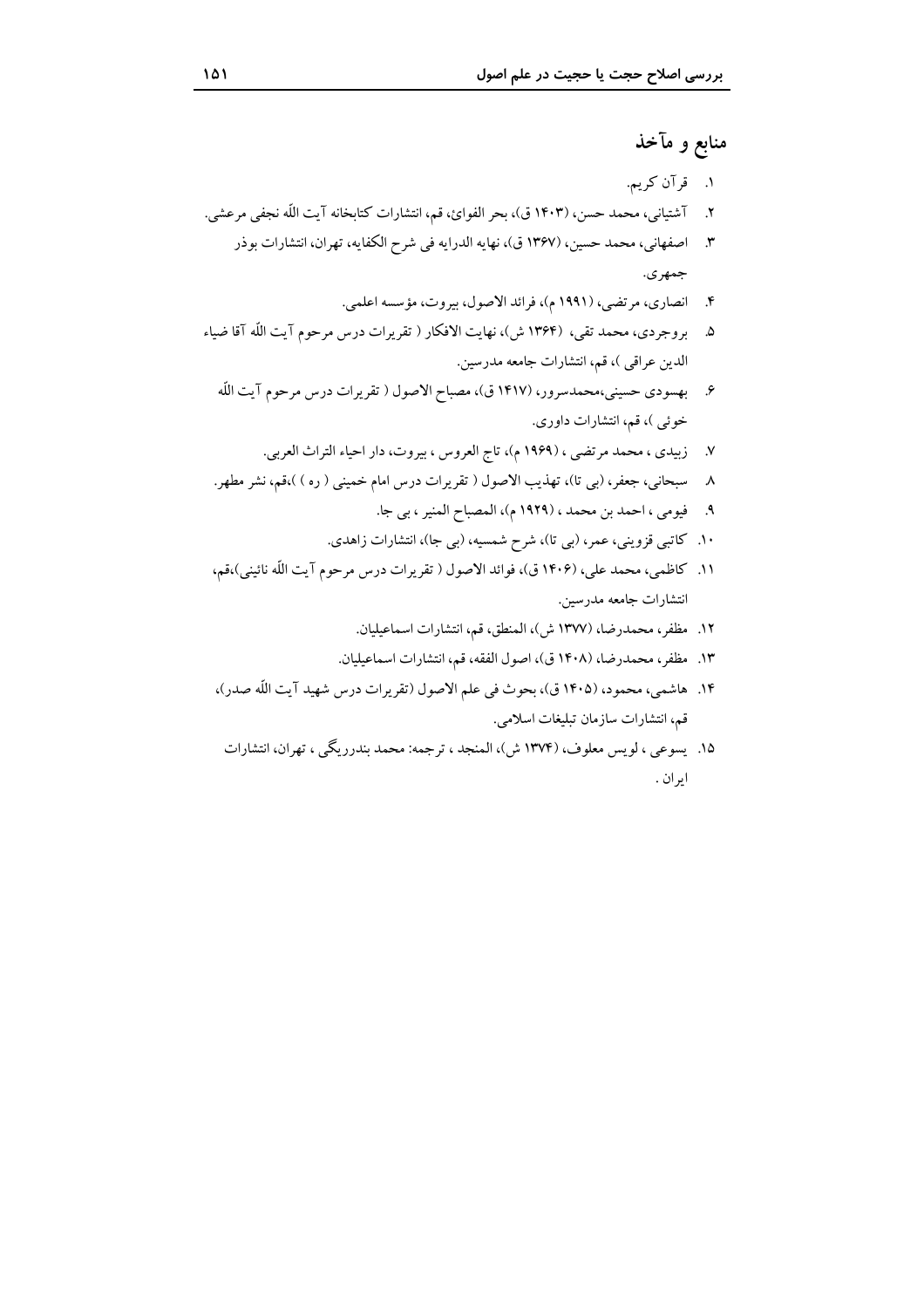## منابع و مآخذ

۱. قرآن کریم.
۲. آشتیانی، محمد حسن، (۱۴۰۳ ق)، بحر الفوائد، قم، انتشارات کتابخانه آیت اللّه نجفی مرعشی.
۳. اصفهانی، محمد حسین، (۱۳۶۷ ق)، نهایه الدرایه فی شرح الکفایه، تهران، انتشارات بوذر جمهری.
۴. انصاری، مرتضی، (۱۹۹۱ م)، فرائد الاصول، بیروت، مؤسسه اعلمی.
۵. بروجردی، محمد تقی، (۱۳۶۴ ش)، نهایت الافکار ( تقریرات درس مرحوم آیت اللّه آقا ضیاء الدین عراقی )، قم، انتشارات جامعه مدرسین.
۶. بهسودی حسینی،محمدسرور، (۱۴۱۷ ق)، مصباح الاصول ( تقریرات درس مرحوم آیت اللّه خوئی )، قم، انتشارات داوری.
۷. زبیدی ، محمد مرتضی ، (۱۹۶۹ م)، تاج العروس ، بیروت، دار احیاء التراث العربی.
۸. سبحانی، جعفر، (بی تا)، تهذیب الاصول ( تقریرات درس امام خمینی ( ره ) )،قم، نشر مطهر.
۹. فیومی ، احمد بن محمد ، (۱۹۲۹ م)، المصباح المنیر ، بی جا.
۱۰. کاتبی قزوینی، عمر، (بی تا)، شرح شمسیه، (بی جا)، انتشارات زاهدی.
۱۱. کاظمی، محمد علی، (۱۴۰۶ ق)، فوائد الاصول ( تقریرات درس مرحوم آیت اللّه نائینی)،قم، انتشارات جامعه مدرسین.
۱۲. مظفر، محمدرضا، (۱۳۷۷ ش)، المنطق، قم، انتشارات اسماعیلیان.
۱۳. مظفر، محمدرضا، (۱۴۰۸ ق)، اصول الفقه، قم، انتشارات اسماعیلیان.
۱۴. هاشمی، محمود، (۱۴۰۵ ق)، بحوث فی علم الاصول (تقریرات درس شهید آیت اللّه صدر)، قم، انتشارات سازمان تبلیغات اسلامی.
۱۵. یسوعی ، لویس معلوف، (۱۳۷۴ ش)، المنجد ، ترجمه: محمد بندرریگی ، تهران، انتشارات ایران .